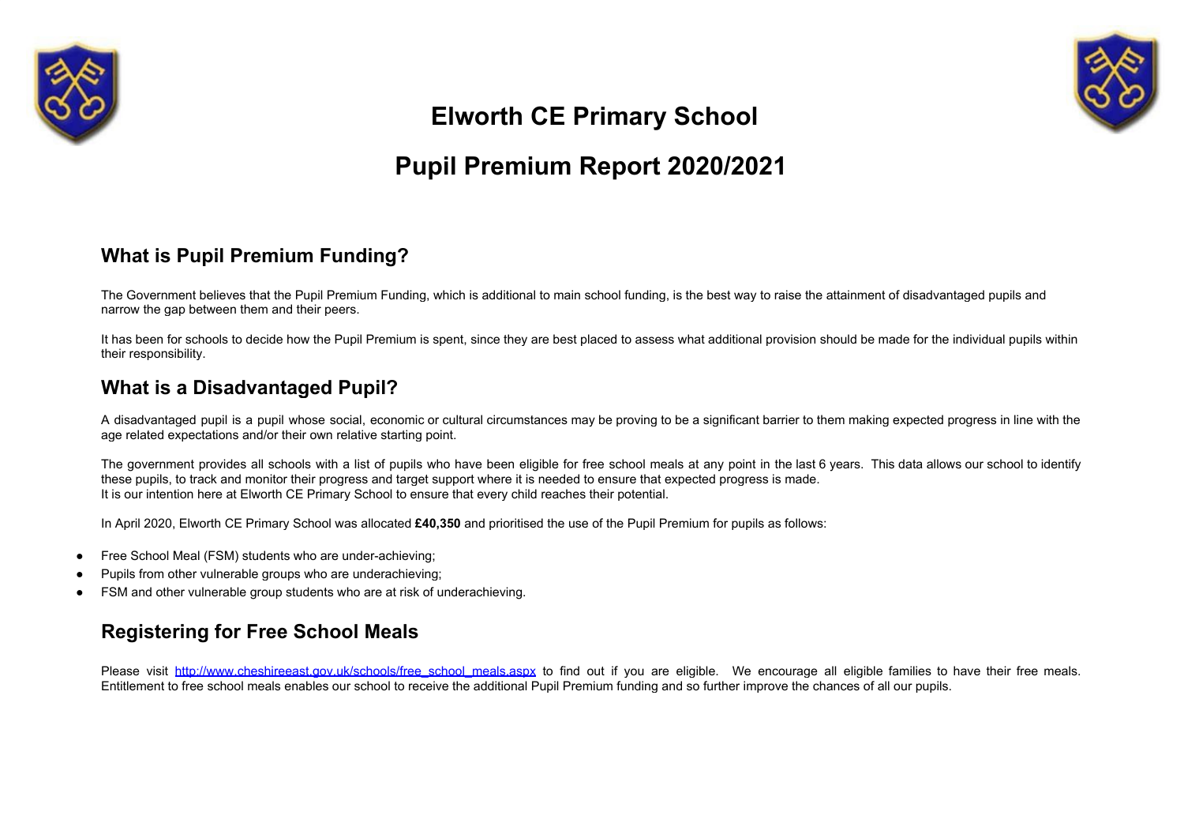# Elworth CE Primary School

# Pupil Premium Report 2020/2021

## What is Pupil Premium Funding?

The Government believes that the Pupil Premium Funding, which is additional to main school funding, is the best way to raise the attainment of disadvantaged pupils and narrow the gap between them and their peers.

It has been for schools to decide how the Pupil Premium is spent, since they are best placed to assess what additional provision should be made for the individual pupils within their responsibility.

## What is a Disadvantaged Pupil?

A disadvantaged pupil is a pupil whose social, economic or cultural circumstances may be proving to be a significant barrier to them making expected progress in line with the age related expectations and/or their own relative starting point.

The government provides all schools with a list of pupils who have been eligible for free school meals at any point in the last 6 years. This data allows our school to identify these pupils, to track and monitor their progress and target support where it is needed to ensure that expected progress is made.
It is our intention here at Elworth CE Primary School to ensure that every child reaches their potential.

In April 2020, Elworth CE Primary School was allocated **£40,350** and prioritised the use of the Pupil Premium for pupils as follows:

- Free School Meal (FSM) students who are under-achieving;
- Pupils from other vulnerable groups who are underachieving;
- FSM and other vulnerable group students who are at risk of underachieving.

## Registering for Free School Meals

Please visit [http://www.cheshireeast.gov.uk/schools/free_school_meals.aspx](http://www.cheshireeast.gov.uk/schools/free_school_meals.aspx) to find out if you are eligible. We encourage all eligible families to have their free meals. Entitlement to free school meals enables our school to receive the additional Pupil Premium funding and so further improve the chances of all our pupils.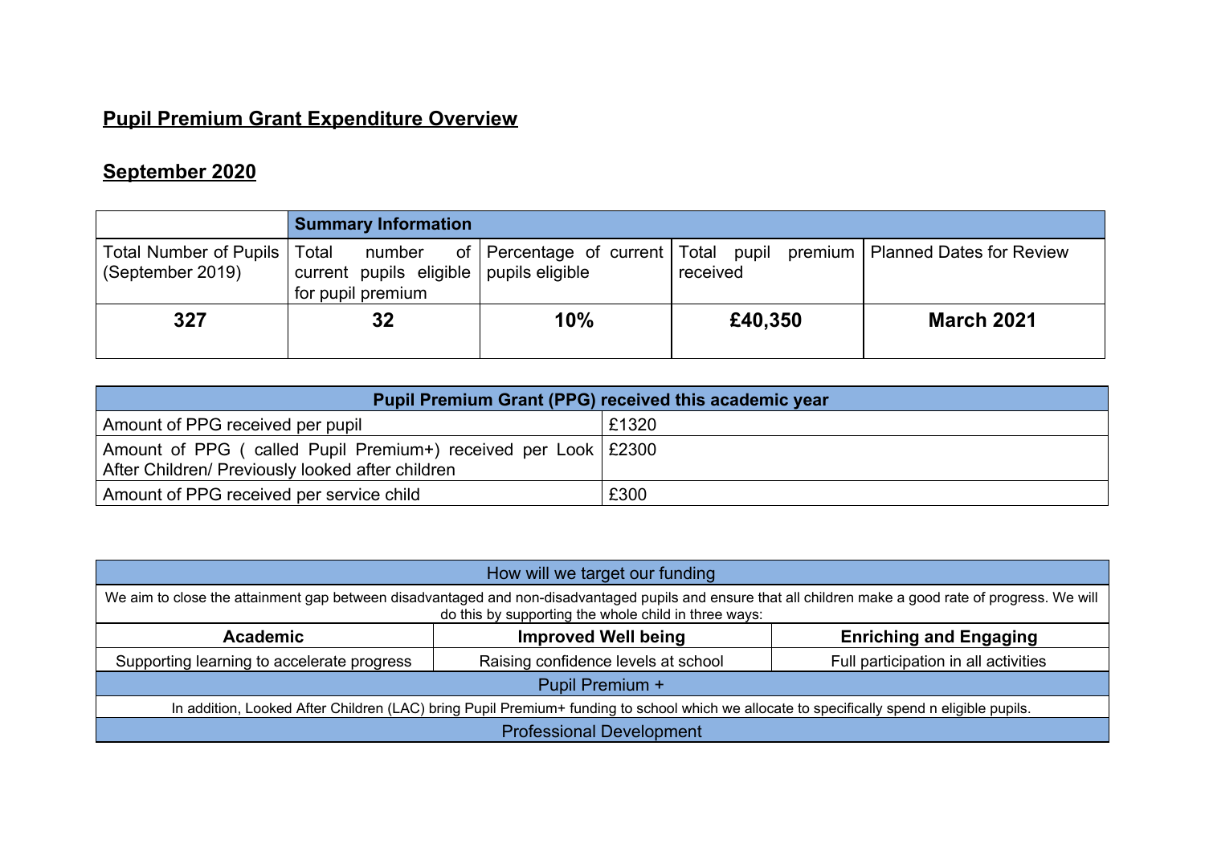# Pupil Premium Grant Expenditure Overview

## September 2020

| | Summary Information | | | |
|---|---|---|---|---|
| Total Number of Pupils (September 2019) | Total number of current pupils eligible for pupil premium | Percentage of current pupils eligible | Total pupil premium received | Planned Dates for Review |
| **327** | **32** | **10%** | **£40,350** | **March 2021** |

| Pupil Premium Grant (PPG) received this academic year | |
|---|---|
| Amount of PPG received per pupil | £1320 |
| Amount of PPG ( called Pupil Premium+) received per Look After Children/ Previously looked after children | £2300 |
| Amount of PPG received per service child | £300 |

| How will we target our funding | | |
|---|---|---|
| We aim to close the attainment gap between disadvantaged and non-disadvantaged pupils and ensure that all children make a good rate of progress. We will do this by supporting the whole child in three ways: | | |
| **Academic** | **Improved Well being** | **Enriching and Engaging** |
| Supporting learning to accelerate progress | Raising confidence levels at school | Full participation in all activities |
| Pupil Premium + | | |
| In addition, Looked After Children (LAC) bring Pupil Premium+ funding to school which we allocate to specifically spend n eligible pupils. | | |
| Professional Development | | |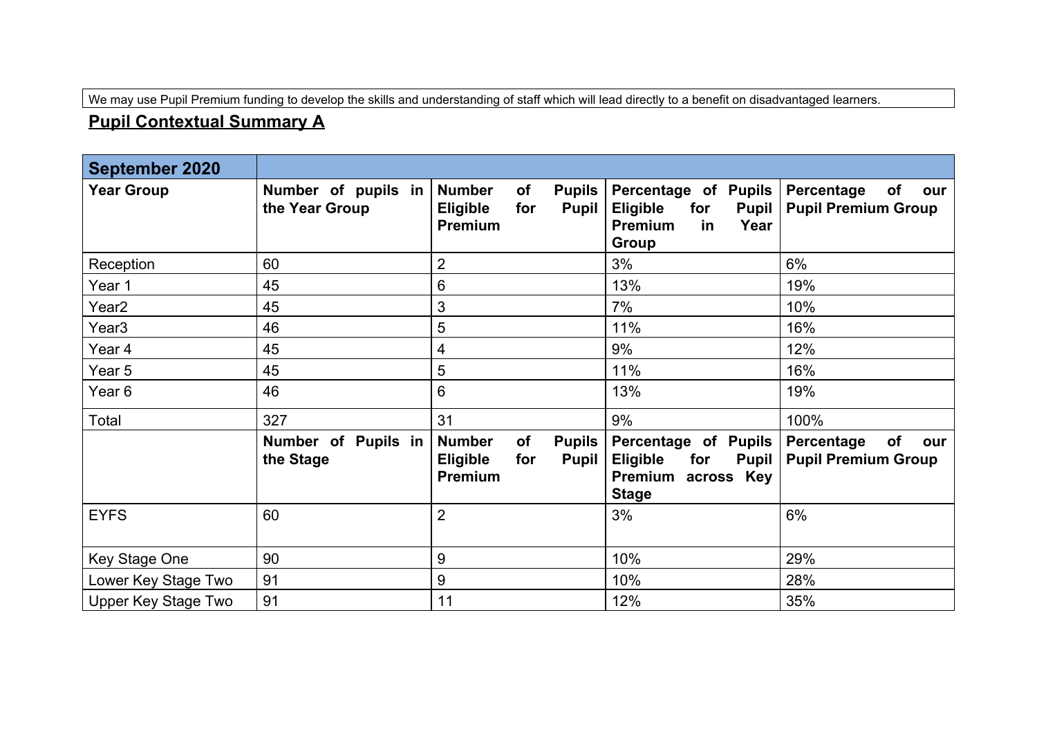We may use Pupil Premium funding to develop the skills and understanding of staff which will lead directly to a benefit on disadvantaged learners.

## Pupil Contextual Summary A

| September 2020 | | | | |
|---|---|---|---|---|
| **Year Group** | **Number of pupils in the Year Group** | **Number of Pupils Eligible for Pupil Premium** | **Percentage of Pupils Eligible for Pupil Premium in Year Group** | **Percentage of our Pupil Premium Group** |
| Reception | 60 | 2 | 3% | 6% |
| Year 1 | 45 | 6 | 13% | 19% |
| Year2 | 45 | 3 | 7% | 10% |
| Year3 | 46 | 5 | 11% | 16% |
| Year 4 | 45 | 4 | 9% | 12% |
| Year 5 | 45 | 5 | 11% | 16% |
| Year 6 | 46 | 6 | 13% | 19% |
| Total | 327 | 31 | 9% | 100% |
| | **Number of Pupils in the Stage** | **Number of Pupils Eligible for Pupil Premium** | **Percentage of Pupils Eligible for Pupil Premium across Key Stage** | **Percentage of our Pupil Premium Group** |
| EYFS | 60 | 2 | 3% | 6% |
| Key Stage One | 90 | 9 | 10% | 29% |
| Lower Key Stage Two | 91 | 9 | 10% | 28% |
| Upper Key Stage Two | 91 | 11 | 12% | 35% |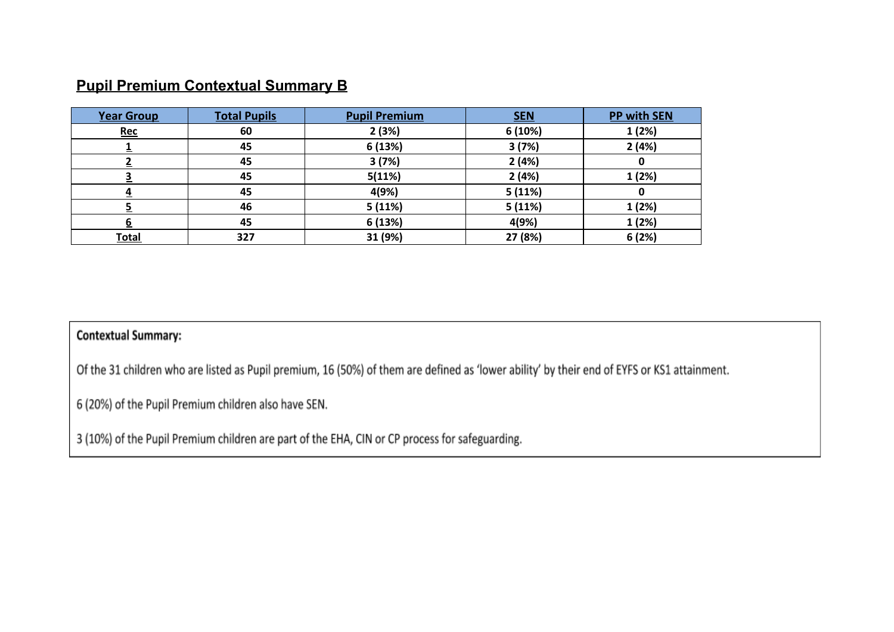## Pupil Premium Contextual Summary B

| Year Group | Total Pupils | Pupil Premium | SEN | PP with SEN |
|---|---|---|---|---|
| Rec | 60 | 2 (3%) | 6 (10%) | 1 (2%) |
| 1 | 45 | 6 (13%) | 3 (7%) | 2 (4%) |
| 2 | 45 | 3 (7%) | 2 (4%) | 0 |
| 3 | 45 | 5(11%) | 2 (4%) | 1 (2%) |
| 4 | 45 | 4(9%) | 5 (11%) | 0 |
| 5 | 46 | 5 (11%) | 5 (11%) | 1 (2%) |
| 6 | 45 | 6 (13%) | 4(9%) | 1 (2%) |
| Total | 327 | 31 (9%) | 27 (8%) | 6 (2%) |

**Contextual Summary:**

Of the 31 children who are listed as Pupil premium, 16 (50%) of them are defined as 'lower ability' by their end of EYFS or KS1 attainment.

6 (20%) of the Pupil Premium children also have SEN.

3 (10%) of the Pupil Premium children are part of the EHA, CIN or CP process for safeguarding.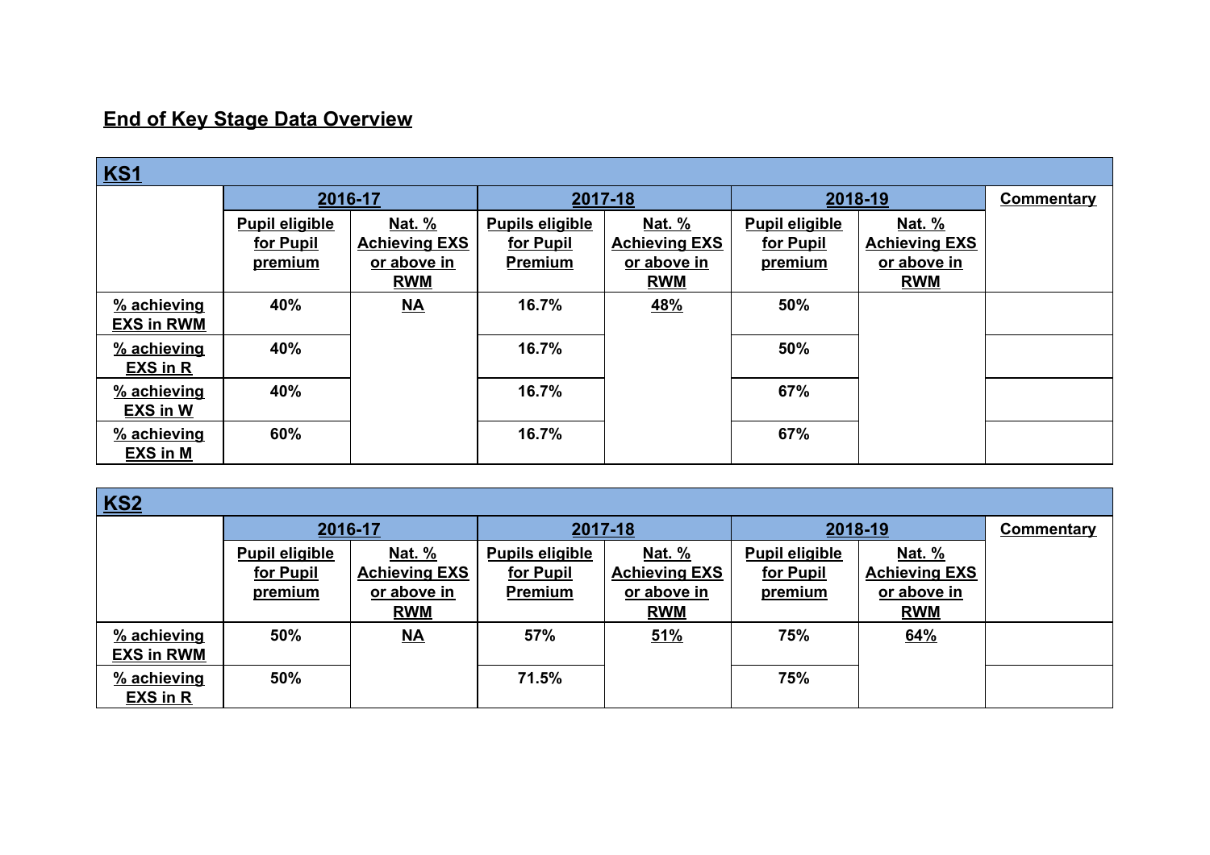## End of Key Stage Data Overview

| KS1 | | | | | | | |
|---|---|---|---|---|---|---|---|
| | 2016-17 | | 2017-18 | | 2018-19 | | Commentary |
| | Pupil eligible for Pupil premium | Nat. % Achieving EXS or above in RWM | Pupils eligible for Pupil Premium | Nat. % Achieving EXS or above in RWM | Pupil eligible for Pupil premium | Nat. % Achieving EXS or above in RWM | |
| % achieving EXS in RWM | 40% | NA | 16.7% | 48% | 50% | | |
| % achieving EXS in R | 40% | | 16.7% | | 50% | | |
| % achieving EXS in W | 40% | | 16.7% | | 67% | | |
| % achieving EXS in M | 60% | | 16.7% | | 67% | | |

| KS2 | | | | | | | |
|---|---|---|---|---|---|---|---|
| | 2016-17 | | 2017-18 | | 2018-19 | | Commentary |
| | Pupil eligible for Pupil premium | Nat. % Achieving EXS or above in RWM | Pupils eligible for Pupil Premium | Nat. % Achieving EXS or above in RWM | Pupil eligible for Pupil premium | Nat. % Achieving EXS or above in RWM | |
| % achieving EXS in RWM | 50% | NA | 57% | 51% | 75% | 64% | |
| % achieving EXS in R | 50% | | 71.5% | | 75% | | |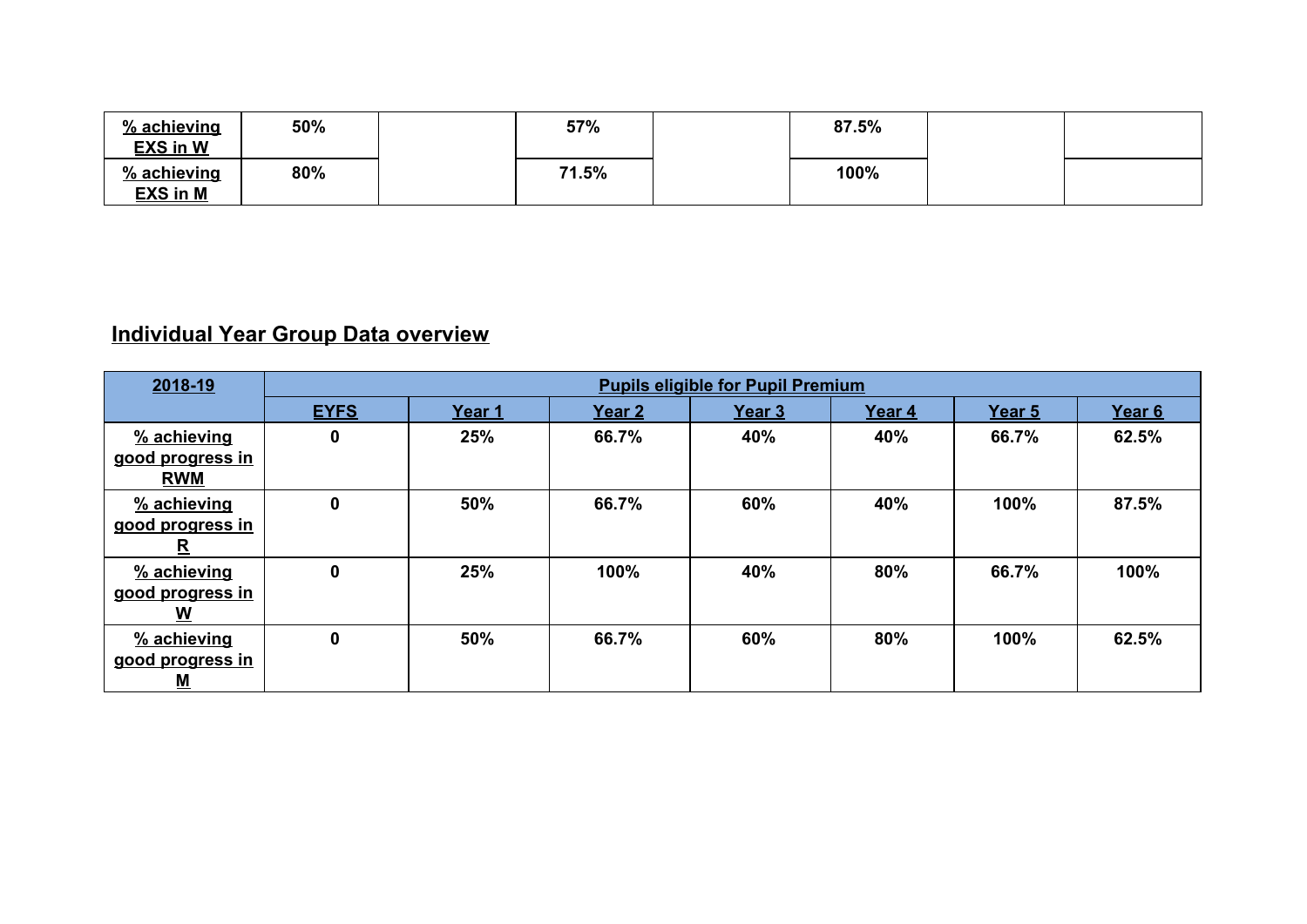| % achieving EXS in W | 50% | | 57% | | 87.5% | | |
|---|---|---|---|---|---|---|---|
| % achieving EXS in M | 80% | | 71.5% | | 100% | | |

## Individual Year Group Data overview

| 2018-19 | Pupils eligible for Pupil Premium | | | | | | |
|---|---|---|---|---|---|---|---|
| | EYFS | Year 1 | Year 2 | Year 3 | Year 4 | Year 5 | Year 6 |
| % achieving good progress in RWM | 0 | 25% | 66.7% | 40% | 40% | 66.7% | 62.5% |
| % achieving good progress in R | 0 | 50% | 66.7% | 60% | 40% | 100% | 87.5% |
| % achieving good progress in W | 0 | 25% | 100% | 40% | 80% | 66.7% | 100% |
| % achieving good progress in M | 0 | 50% | 66.7% | 60% | 80% | 100% | 62.5% |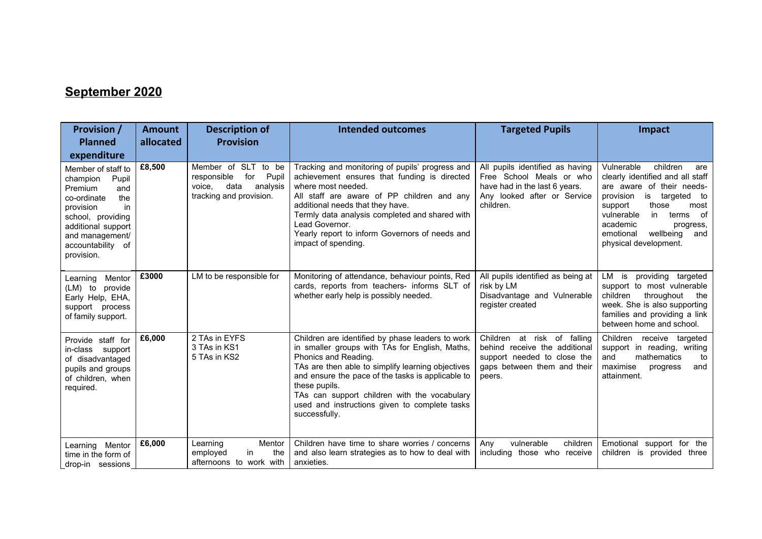## September 2020

| Provision / Planned expenditure | Amount allocated | Description of Provision | Intended outcomes | Targeted Pupils | Impact |
|---|---|---|---|---|---|
| Member of staff to champion Pupil Premium and co-ordinate the provision in school, providing additional support and management/ accountability of provision. | £8,500 | Member of SLT to be responsible for Pupil voice, data analysis tracking and provision. | Tracking and monitoring of pupils' progress and achievement ensures that funding is directed where most needed.<br>All staff are aware of PP children and any additional needs that they have.<br>Termly data analysis completed and shared with Lead Governor.<br>Yearly report to inform Governors of needs and impact of spending. | All pupils identified as having Free School Meals or who have had in the last 6 years.<br>Any looked after or Service children. | Vulnerable children are clearly identified and all staff are aware of their needs- provision is targeted to support those most vulnerable in terms of academic progress, emotional wellbeing and physical development. |
| Learning Mentor (LM) to provide Early Help, EHA, support process of family support. | £3000 | LM to be responsible for | Monitoring of attendance, behaviour points, Red cards, reports from teachers- informs SLT of whether early help is possibly needed. | All pupils identified as being at risk by LM<br>Disadvantage and Vulnerable register created | LM is providing targeted support to most vulnerable children throughout the week. She is also supporting families and providing a link between home and school. |
| Provide staff for in-class support of disadvantaged pupils and groups of children, when required. | £6,000 | 2 TAs in EYFS<br>3 TAs in KS1<br>5 TAs in KS2 | Children are identified by phase leaders to work in smaller groups with TAs for English, Maths, Phonics and Reading.<br>TAs are then able to simplify learning objectives and ensure the pace of the tasks is applicable to these pupils.<br>TAs can support children with the vocabulary used and instructions given to complete tasks successfully. | Children at risk of falling behind receive the additional support needed to close the gaps between them and their peers. | Children receive targeted support in reading, writing and mathematics to maximise progress and attainment. |
| Learning Mentor time in the form of drop-in sessions | £6,000 | Learning Mentor employed in the afternoons to work with | Children have time to share worries / concerns and also learn strategies as to how to deal with anxieties. | Any vulnerable children including those who receive | Emotional support for the children is provided three |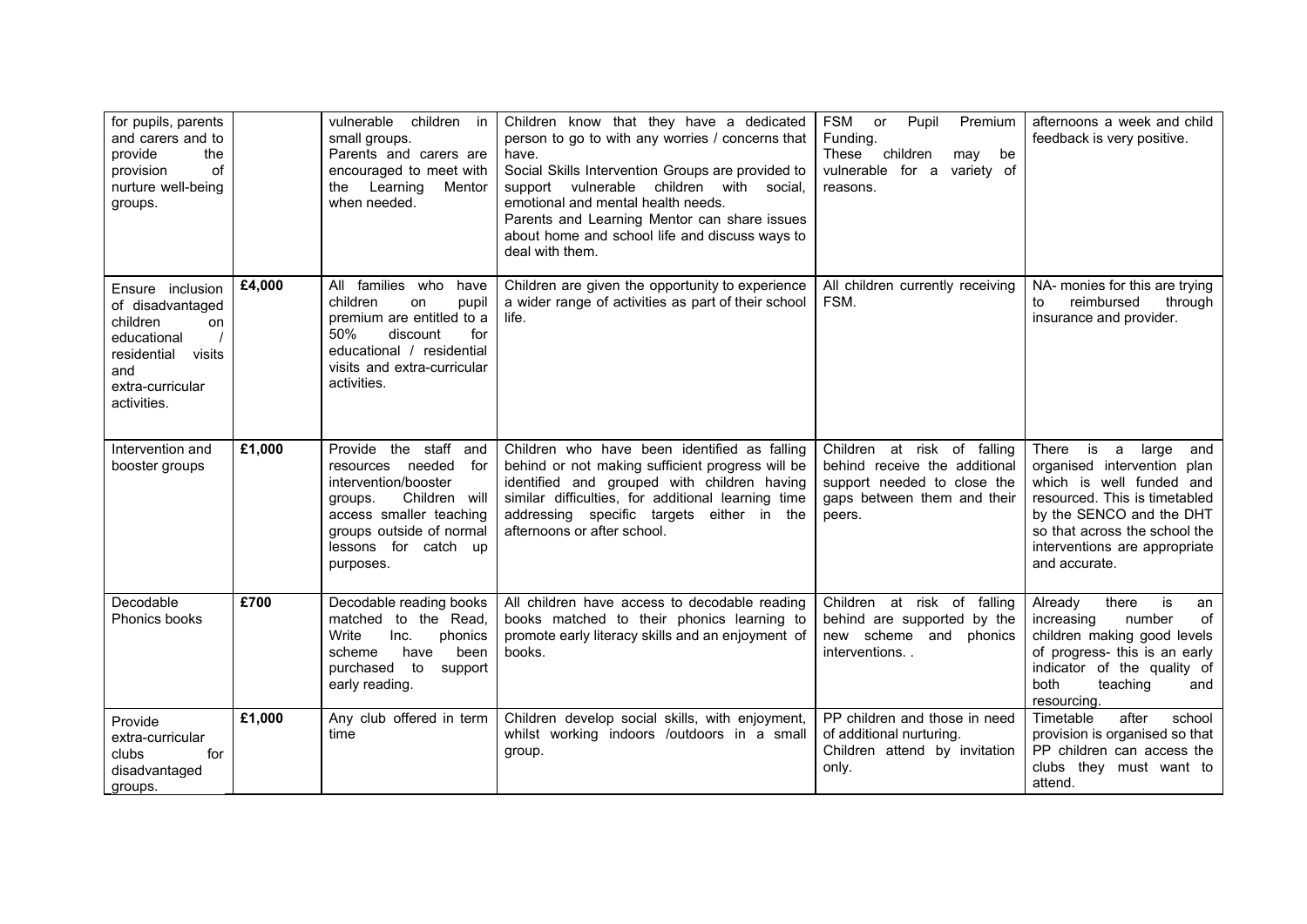| | | | | | |
|---|---|---|---|---|---|
| for pupils, parents and carers and to provide the provision of nurture well-being groups. | | vulnerable children in small groups. Parents and carers are encouraged to meet with the Learning Mentor when needed. | Children know that they have a dedicated person to go to with any worries / concerns that have. Social Skills Intervention Groups are provided to support vulnerable children with social, emotional and mental health needs. Parents and Learning Mentor can share issues about home and school life and discuss ways to deal with them. | FSM or Pupil Premium Funding. These children may be vulnerable for a variety of reasons. | afternoons a week and child feedback is very positive. |
| Ensure inclusion of disadvantaged children on educational / residential visits and extra-curricular activities. | £4,000 | All families who have children on pupil premium are entitled to a 50% discount for educational / residential visits and extra-curricular activities. | Children are given the opportunity to experience a wider range of activities as part of their school life. | All children currently receiving FSM. | NA- monies for this are trying to reimbursed through insurance and provider. |
| Intervention and booster groups | £1,000 | Provide the staff and resources needed for intervention/booster groups. Children will access smaller teaching groups outside of normal lessons for catch up purposes. | Children who have been identified as falling behind or not making sufficient progress will be identified and grouped with children having similar difficulties, for additional learning time addressing specific targets either in the afternoons or after school. | Children at risk of falling behind receive the additional support needed to close the gaps between them and their peers. | There is a large and organised intervention plan which is well funded and resourced. This is timetabled by the SENCO and the DHT so that across the school the interventions are appropriate and accurate. |
| Decodable Phonics books | £700 | Decodable reading books matched to the Read, Write Inc. phonics scheme have been purchased to support early reading. | All children have access to decodable reading books matched to their phonics learning to promote early literacy skills and an enjoyment of books. | Children at risk of falling behind are supported by the new scheme and phonics interventions. . | Already there is an increasing number of children making good levels of progress- this is an early indicator of the quality of both teaching and resourcing. |
| Provide extra-curricular clubs for disadvantaged groups. | £1,000 | Any club offered in term time | Children develop social skills, with enjoyment, whilst working indoors /outdoors in a small group. | PP children and those in need of additional nurturing. Children attend by invitation only. | Timetable after school provision is organised so that PP children can access the clubs they must want to attend. |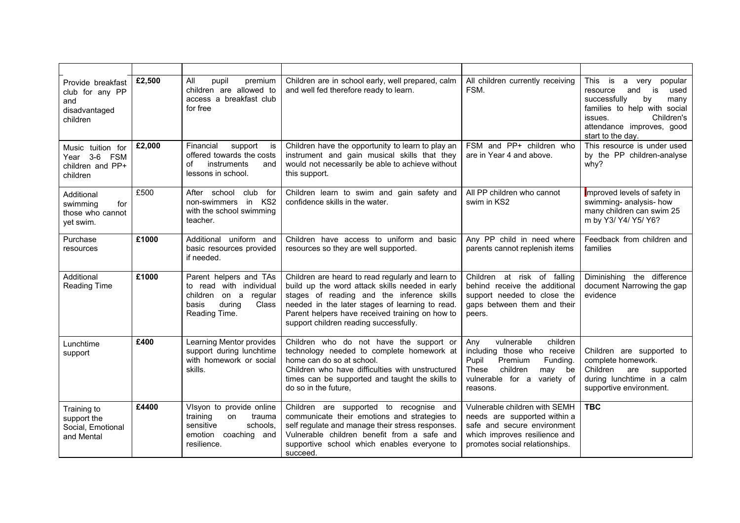| | | | | | |
|---|---|---|---|---|---|
| Provide breakfast club for any PP and disadvantaged children | **£2,500** | All pupil premium children are allowed to access a breakfast club for free | Children are in school early, well prepared, calm and well fed therefore ready to learn. | All children currently receiving FSM. | This is a very popular resource and is used successfully by many families to help with social issues. Children's attendance improves, good start to the day. |
| Music tuition for Year 3-6 FSM children and PP+ children | **£2,000** | Financial support is offered towards the costs of instruments and lessons in school. | Children have the opportunity to learn to play an instrument and gain musical skills that they would not necessarily be able to achieve without this support. | FSM and PP+ children who are in Year 4 and above. | This resource is under used by the PP children-analyse why? |
| Additional swimming for those who cannot yet swim. | £500 | After school club for non-swimmers in KS2 with the school swimming teacher. | Children learn to swim and gain safety and confidence skills in the water. | All PP children who cannot swim in KS2 | Improved levels of safety in swimming- analysis- how many children can swim 25 m by Y3/ Y4/ Y5/ Y6? |
| Purchase resources | **£1000** | Additional uniform and basic resources provided if needed. | Children have access to uniform and basic resources so they are well supported. | Any PP child in need where parents cannot replenish items | Feedback from children and families |
| Additional Reading Time | **£1000** | Parent helpers and TAs to read with individual children on a regular basis during Class Reading Time. | Children are heard to read regularly and learn to build up the word attack skills needed in early stages of reading and the inference skills needed in the later stages of learning to read. Parent helpers have received training on how to support children reading successfully. | Children at risk of falling behind receive the additional support needed to close the gaps between them and their peers. | Diminishing the difference document Narrowing the gap evidence |
| Lunchtime support | **£400** | Learning Mentor provides support during lunchtime with homework or social skills. | Children who do not have the support or technology needed to complete homework at home can do so at school.<br>Children who have difficulties with unstructured times can be supported and taught the skills to do so in the future, | Any vulnerable children including those who receive Pupil Premium Funding. These children may be vulnerable for a variety of reasons. | Children are supported to complete homework.<br>Children are supported during lunchtime in a calm supportive environment. |
| Training to support the Social, Emotional and Mental | **£4400** | VIsyon to provide online training on trauma sensitive schools, emotion coaching and resilience. | Children are supported to recognise and communicate their emotions and strategies to self regulate and manage their stress responses. Vulnerable children benefit from a safe and supportive school which enables everyone to succeed. | Vulnerable children with SEMH needs are supported within a safe and secure environment which improves resilience and promotes social relationships. | **TBC** |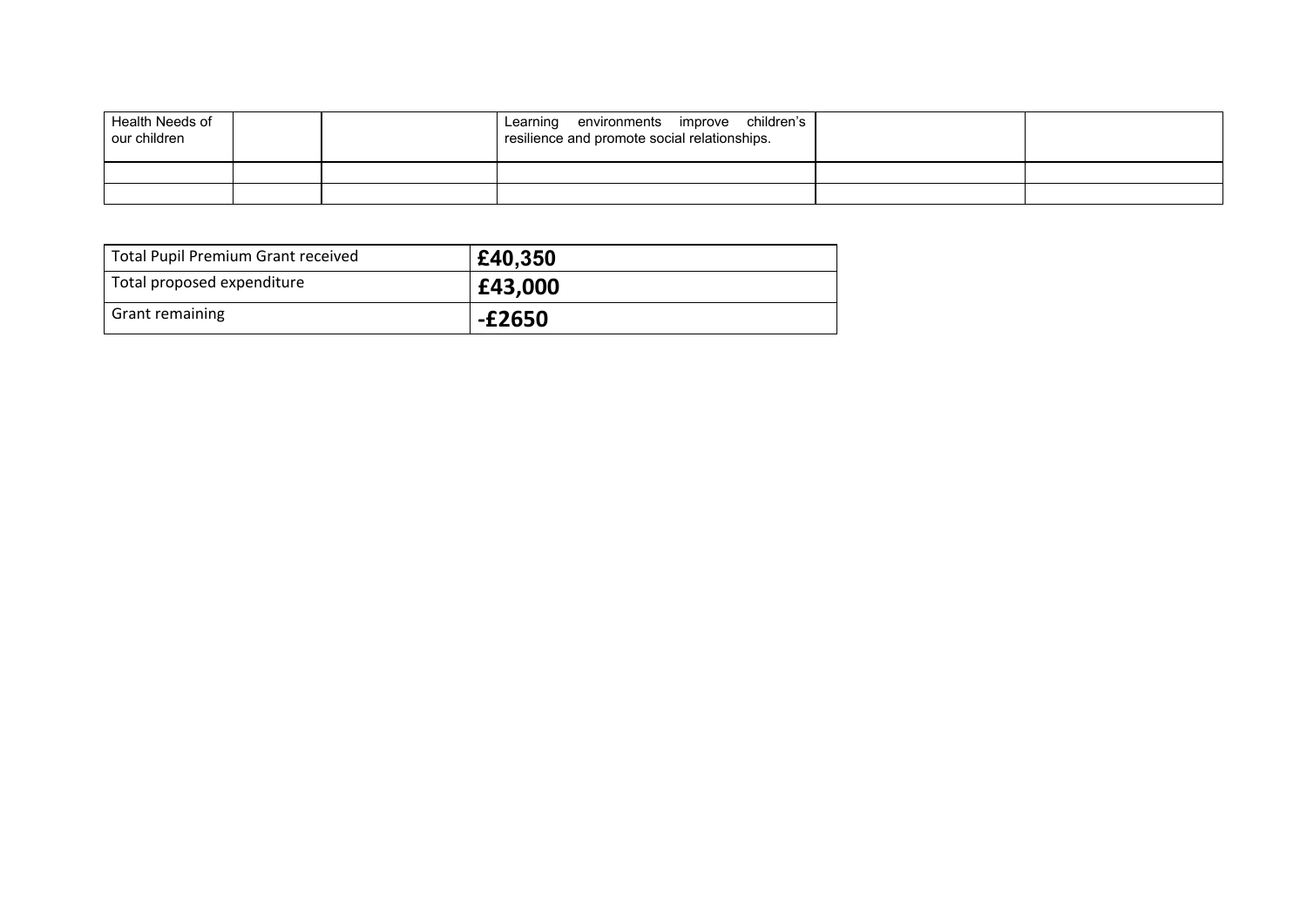| | | | | | |
|---|---|---|---|---|---|
| Health Needs of our children | | | Learning environments improve children's resilience and promote social relationships. | | |
| | | | | | |
| | | | | | |

| | |
|---|---|
| Total Pupil Premium Grant received | **£40,350** |
| Total proposed expenditure | **£43,000** |
| Grant remaining | **-£2650** |